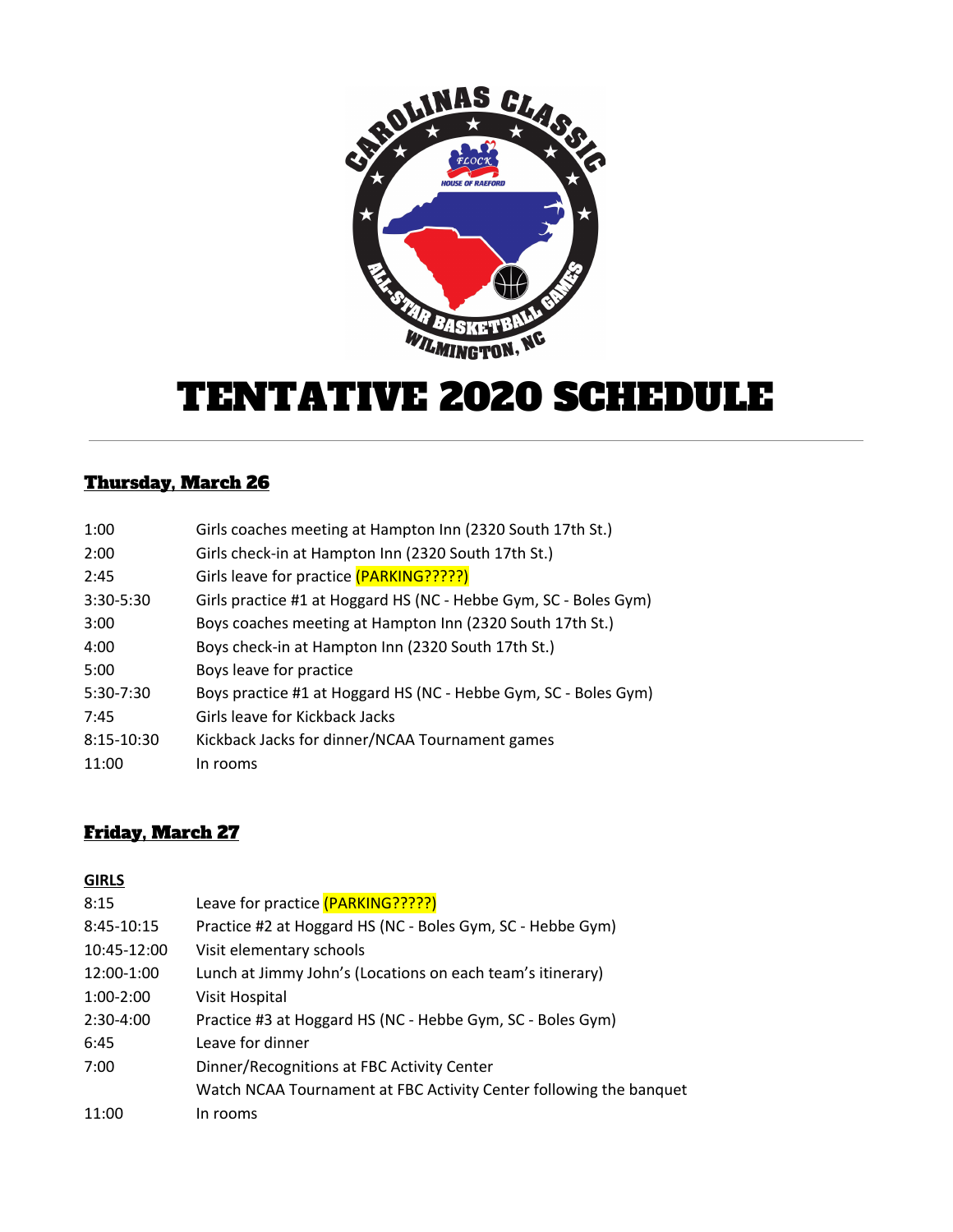# TENTATIVE 2020 SCHEDULE

---

## Thursday, March 26

| | |
|---|---|
| 1:00 | Girls coaches meeting at Hampton Inn (2320 South 17th St.) |
| 2:00 | Girls check-in at Hampton Inn (2320 South 17th St.) |
| 2:45 | Girls leave for practice (PARKING?????) |
| 3:30-5:30 | Girls practice #1 at Hoggard HS (NC - Hebbe Gym, SC - Boles Gym) |
| 3:00 | Boys coaches meeting at Hampton Inn (2320 South 17th St.) |
| 4:00 | Boys check-in at Hampton Inn (2320 South 17th St.) |
| 5:00 | Boys leave for practice |
| 5:30-7:30 | Boys practice #1 at Hoggard HS (NC - Hebbe Gym, SC - Boles Gym) |
| 7:45 | Girls leave for Kickback Jacks |
| 8:15-10:30 | Kickback Jacks for dinner/NCAA Tournament games |
| 11:00 | In rooms |

## Friday, March 27

**GIRLS**

| | |
|---|---|
| 8:15 | Leave for practice (PARKING?????) |
| 8:45-10:15 | Practice #2 at Hoggard HS (NC - Boles Gym, SC - Hebbe Gym) |
| 10:45-12:00 | Visit elementary schools |
| 12:00-1:00 | Lunch at Jimmy John's (Locations on each team's itinerary) |
| 1:00-2:00 | Visit Hospital |
| 2:30-4:00 | Practice #3 at Hoggard HS (NC - Hebbe Gym, SC - Boles Gym) |
| 6:45 | Leave for dinner |
| 7:00 | Dinner/Recognitions at FBC Activity Center |
| | Watch NCAA Tournament at FBC Activity Center following the banquet |
| 11:00 | In rooms |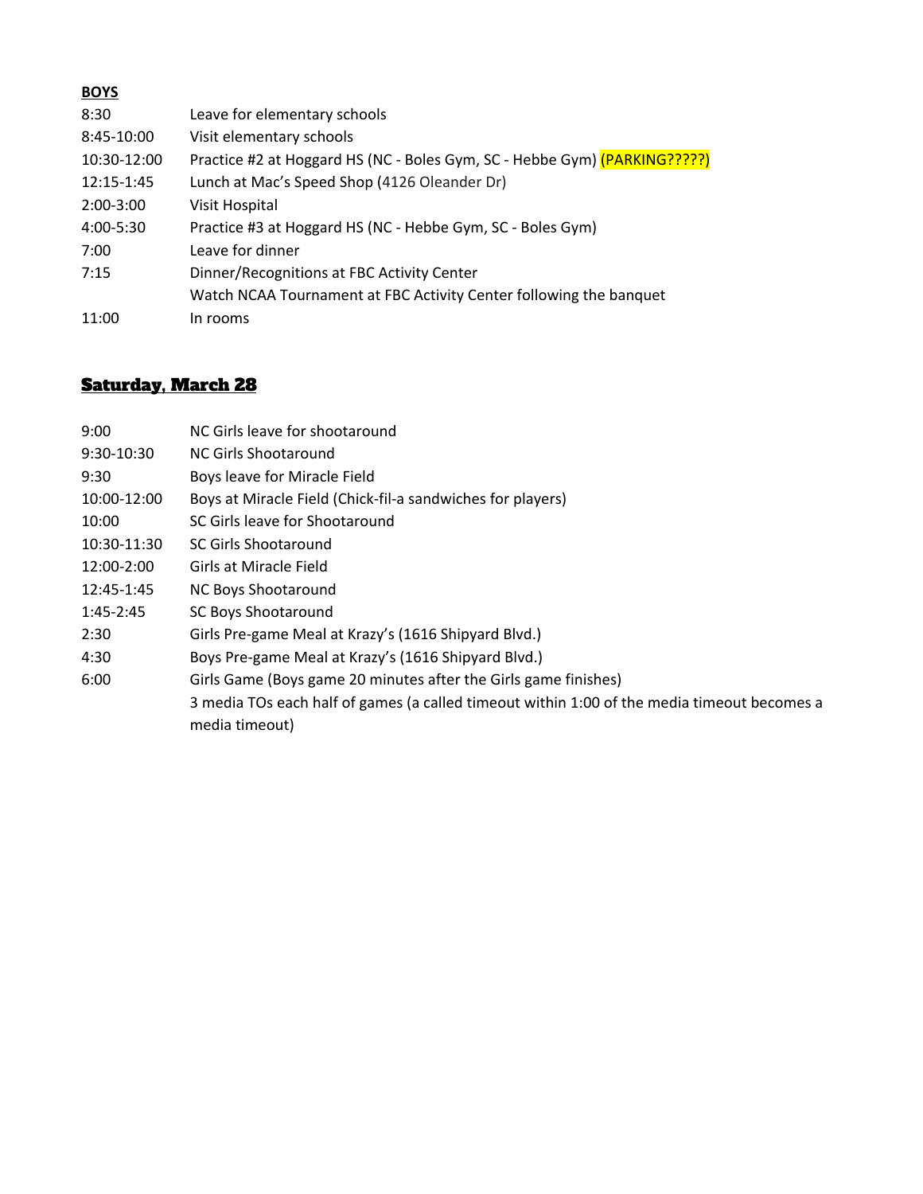**BOYS**

| | |
|---|---|
| 8:30 | Leave for elementary schools |
| 8:45-10:00 | Visit elementary schools |
| 10:30-12:00 | Practice #2 at Hoggard HS (NC - Boles Gym, SC - Hebbe Gym) (PARKING?????) |
| 12:15-1:45 | Lunch at Mac's Speed Shop (4126 Oleander Dr) |
| 2:00-3:00 | Visit Hospital |
| 4:00-5:30 | Practice #3 at Hoggard HS (NC - Hebbe Gym, SC - Boles Gym) |
| 7:00 | Leave for dinner |
| 7:15 | Dinner/Recognitions at FBC Activity Center |
| | Watch NCAA Tournament at FBC Activity Center following the banquet |
| 11:00 | In rooms |

## Saturday, March 28

| | |
|---|---|
| 9:00 | NC Girls leave for shootaround |
| 9:30-10:30 | NC Girls Shootaround |
| 9:30 | Boys leave for Miracle Field |
| 10:00-12:00 | Boys at Miracle Field (Chick-fil-a sandwiches for players) |
| 10:00 | SC Girls leave for Shootaround |
| 10:30-11:30 | SC Girls Shootaround |
| 12:00-2:00 | Girls at Miracle Field |
| 12:45-1:45 | NC Boys Shootaround |
| 1:45-2:45 | SC Boys Shootaround |
| 2:30 | Girls Pre-game Meal at Krazy's (1616 Shipyard Blvd.) |
| 4:30 | Boys Pre-game Meal at Krazy's (1616 Shipyard Blvd.) |
| 6:00 | Girls Game (Boys game 20 minutes after the Girls game finishes) |
| | 3 media TOs each half of games (a called timeout within 1:00 of the media timeout becomes a media timeout) |